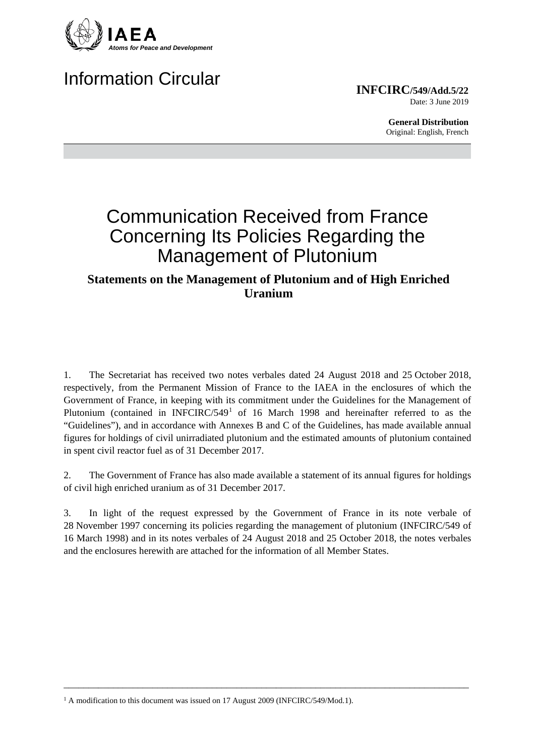IAEA
*Atoms for Peace and Development*

# Information Circular

**INFCIRC/549/Add.5/22**
Date: 3 June 2019

**General Distribution**
Original: English, French

# Communication Received from France Concerning Its Policies Regarding the Management of Plutonium

## Statements on the Management of Plutonium and of High Enriched Uranium

1. The Secretariat has received two notes verbales dated 24 August 2018 and 25 October 2018, respectively, from the Permanent Mission of France to the IAEA in the enclosures of which the Government of France, in keeping with its commitment under the Guidelines for the Management of Plutonium (contained in INFCIRC/549[1] of 16 March 1998 and hereinafter referred to as the "Guidelines"), and in accordance with Annexes B and C of the Guidelines, has made available annual figures for holdings of civil unirradiated plutonium and the estimated amounts of plutonium contained in spent civil reactor fuel as of 31 December 2017.

2. The Government of France has also made available a statement of its annual figures for holdings of civil high enriched uranium as of 31 December 2017.

3. In light of the request expressed by the Government of France in its note verbale of 28 November 1997 concerning its policies regarding the management of plutonium (INFCIRC/549 of 16 March 1998) and in its notes verbales of 24 August 2018 and 25 October 2018, the notes verbales and the enclosures herewith are attached for the information of all Member States.

---

[1] A modification to this document was issued on 17 August 2009 (INFCIRC/549/Mod.1).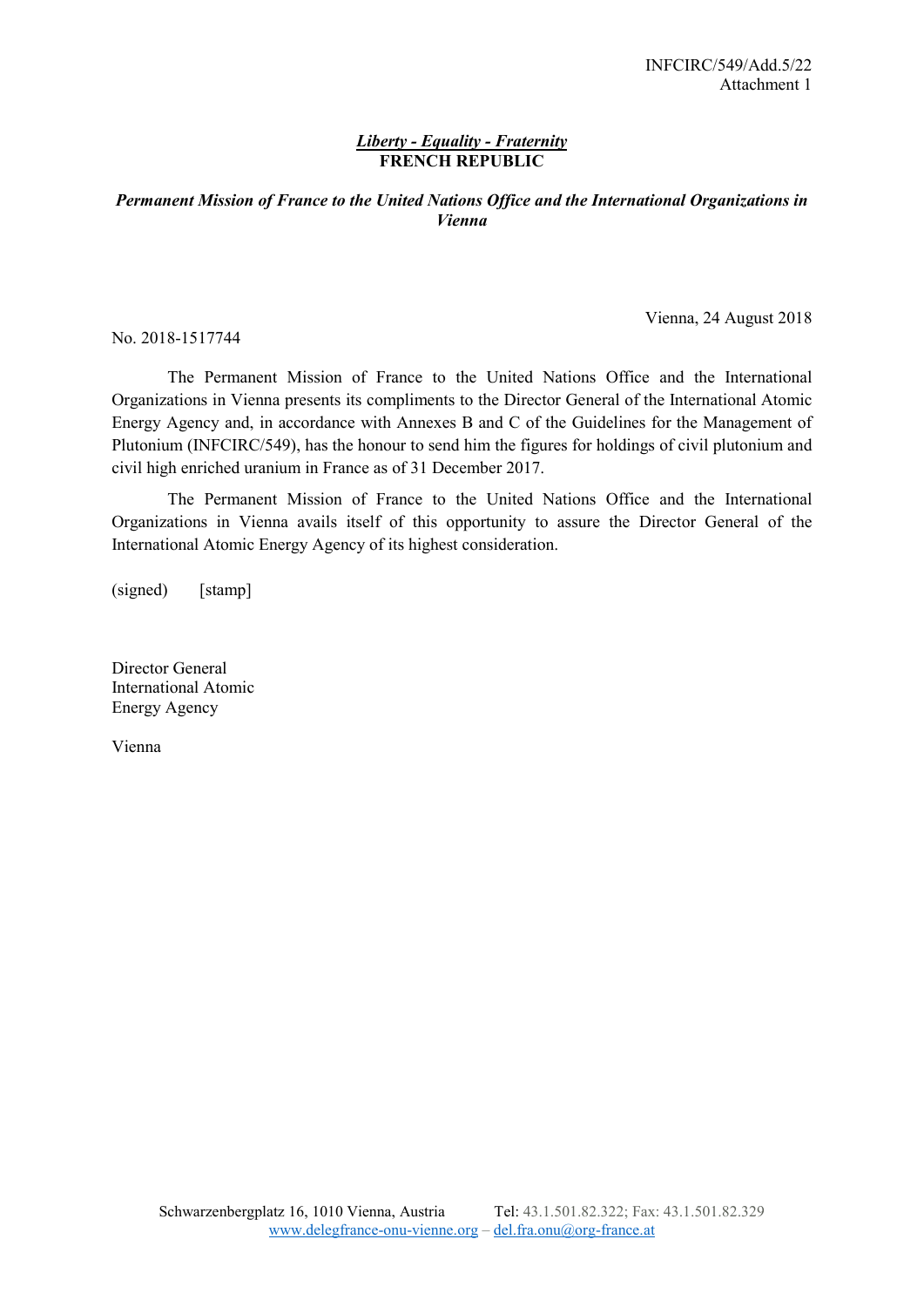INFCIRC/549/Add.5/22
Attachment 1

***Liberty - Equality - Fraternity***
**FRENCH REPUBLIC**

***Permanent Mission of France to the United Nations Office and the International Organizations in Vienna***

Vienna, 24 August 2018

No. 2018-1517744

The Permanent Mission of France to the United Nations Office and the International Organizations in Vienna presents its compliments to the Director General of the International Atomic Energy Agency and, in accordance with Annexes B and C of the Guidelines for the Management of Plutonium (INFCIRC/549), has the honour to send him the figures for holdings of civil plutonium and civil high enriched uranium in France as of 31 December 2017.

The Permanent Mission of France to the United Nations Office and the International Organizations in Vienna avails itself of this opportunity to assure the Director General of the International Atomic Energy Agency of its highest consideration.

(signed) [stamp]

Director General
International Atomic
Energy Agency

Vienna

Schwarzenbergplatz 16, 1010 Vienna, Austria Tel: 43.1.501.82.322; Fax: 43.1.501.82.329
www.delegfrance-onu-vienne.org – del.fra.onu@org-france.at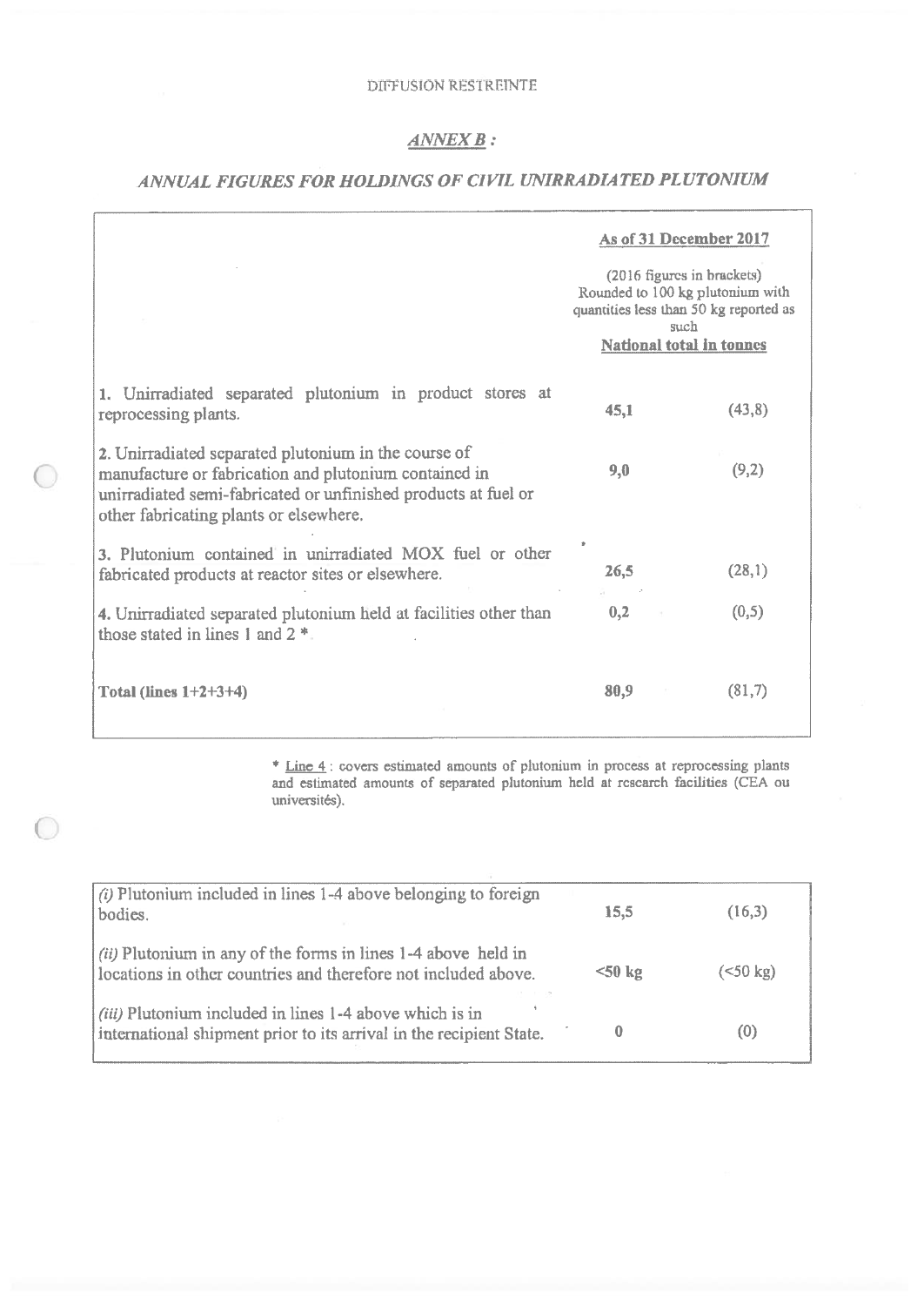DIFFUSION RESTREINTE

## *ANNEX B :*

## *ANNUAL FIGURES FOR HOLDINGS OF CIVIL UNIRRADIATED PLUTONIUM*

| | As of 31 December 2017 | |
|---|---|---|
| | (2016 figures in brackets) Rounded to 100 kg plutonium with quantities less than 50 kg reported as such **National total in tonnes** | |
| 1. Unirradiated separated plutonium in product stores at reprocessing plants. | **45,1** | (43,8) |
| 2. Unirradiated separated plutonium in the course of manufacture or fabrication and plutonium contained in unirradiated semi-fabricated or unfinished products at fuel or other fabricating plants or elsewhere. | **9,0** | (9,2) |
| 3. Plutonium contained in unirradiated MOX fuel or other fabricated products at reactor sites or elsewhere. | **26,5** | (28,1) |
| 4. Unirradiated separated plutonium held at facilities other than those stated in lines 1 and 2 *. | **0,2** | (0,5) |
| **Total (lines 1+2+3+4)** | **80,9** | (81,7) |

\* Line 4 : covers estimated amounts of plutonium in process at reprocessing plants and estimated amounts of separated plutonium held at research facilities (CEA ou universités).

| | | |
|---|---|---|
| *(i)* Plutonium included in lines 1-4 above belonging to foreign bodies. | **15,5** | (16,3) |
| *(ii)* Plutonium in any of the forms in lines 1-4 above held in locations in other countries and therefore not included above. | **<50 kg** | (<50 kg) |
| *(iii)* Plutonium included in lines 1-4 above which is in international shipment prior to its arrival in the recipient State. | **0** | (0) |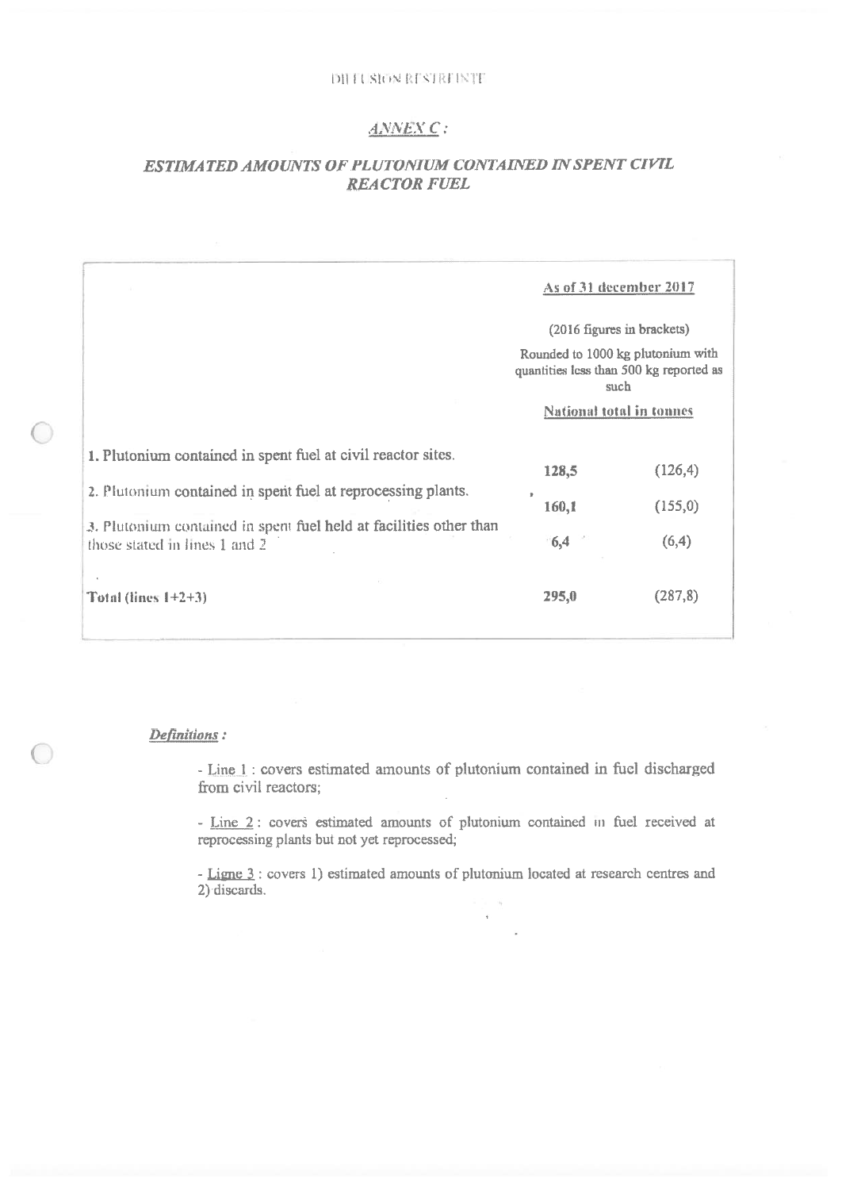DIFFUSION RESTREINTE

## *ANNEX C :*

## *ESTIMATED AMOUNTS OF PLUTONIUM CONTAINED IN SPENT CIVIL REACTOR FUEL*

| | As of 31 december 2017 | |
|---|---|---|
| | (2016 figures in brackets) | |
| | Rounded to 1000 kg plutonium with quantities less than 500 kg reported as such | |
| | National total in tonnes | |
| 1. Plutonium contained in spent fuel at civil reactor sites. | **128,5** | (126,4) |
| 2. Plutonium contained in spent fuel at reprocessing plants. | **160,1** | (155,0) |
| 3. Plutonium contained in spent fuel held at facilities other than those stated in lines 1 and 2 | **6,4** | (6,4) |
| **Total (lines 1+2+3)** | **295,0** | (287,8) |

***Definitions :***

- Line 1 : covers estimated amounts of plutonium contained in fuel discharged from civil reactors;

- Line 2 : covers estimated amounts of plutonium contained in fuel received at reprocessing plants but not yet reprocessed;

- Ligne 3 : covers 1) estimated amounts of plutonium located at research centres and 2) discards.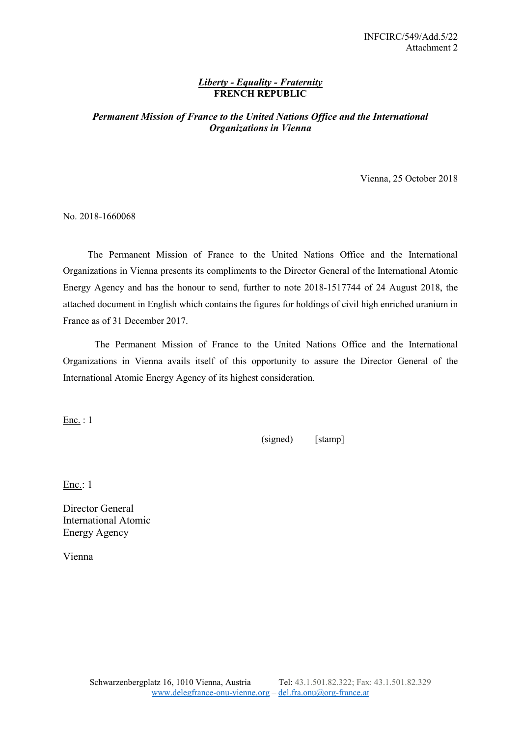INFCIRC/549/Add.5/22
Attachment 2

***Liberty - Equality - Fraternity***
**FRENCH REPUBLIC**

***Permanent Mission of France to the United Nations Office and the International Organizations in Vienna***

Vienna, 25 October 2018

No. 2018-1660068

The Permanent Mission of France to the United Nations Office and the International Organizations in Vienna presents its compliments to the Director General of the International Atomic Energy Agency and has the honour to send, further to note 2018-1517744 of 24 August 2018, the attached document in English which contains the figures for holdings of civil high enriched uranium in France as of 31 December 2017.

The Permanent Mission of France to the United Nations Office and the International Organizations in Vienna avails itself of this opportunity to assure the Director General of the International Atomic Energy Agency of its highest consideration.

Enc. : 1

(signed) [stamp]

Enc.: 1

Director General
International Atomic
Energy Agency

Vienna

Schwarzenbergplatz 16, 1010 Vienna, Austria Tel: 43.1.501.82.322; Fax: 43.1.501.82.329
www.delegfrance-onu-vienne.org – del.fra.onu@org-france.at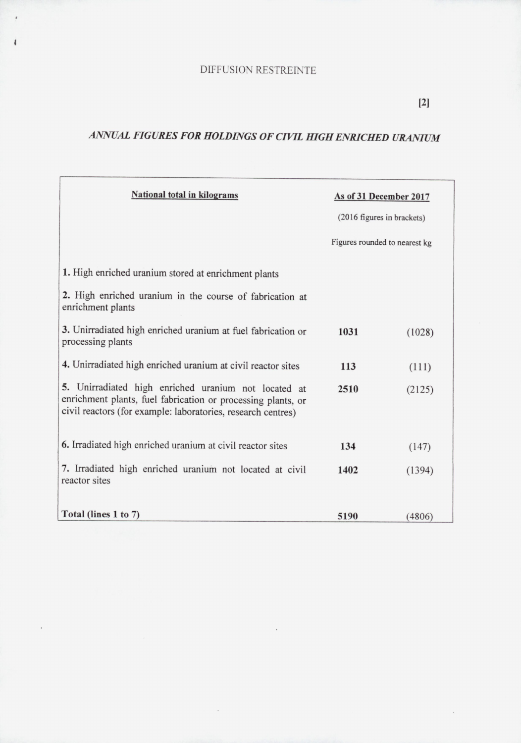DIFFUSION RESTREINTE

[2]

## *ANNUAL FIGURES FOR HOLDINGS OF CIVIL HIGH ENRICHED URANIUM*

| National total in kilograms | As of 31 December 2017<br>(2016 figures in brackets)<br>Figures rounded to nearest kg | |
|---|---|---|
| **1.** High enriched uranium stored at enrichment plants | | |
| **2.** High enriched uranium in the course of fabrication at enrichment plants | | |
| **3.** Unirradiated high enriched uranium at fuel fabrication or processing plants | **1031** | (1028) |
| **4.** Unirradiated high enriched uranium at civil reactor sites | **113** | (111) |
| **5.** Unirradiated high enriched uranium not located at enrichment plants, fuel fabrication or processing plants, or civil reactors (for example: laboratories, research centres) | **2510** | (2125) |
| **6.** Irradiated high enriched uranium at civil reactor sites | **134** | (147) |
| **7.** Irradiated high enriched uranium not located at civil reactor sites | **1402** | (1394) |
| **Total (lines 1 to 7)** | **5190** | (4806) |